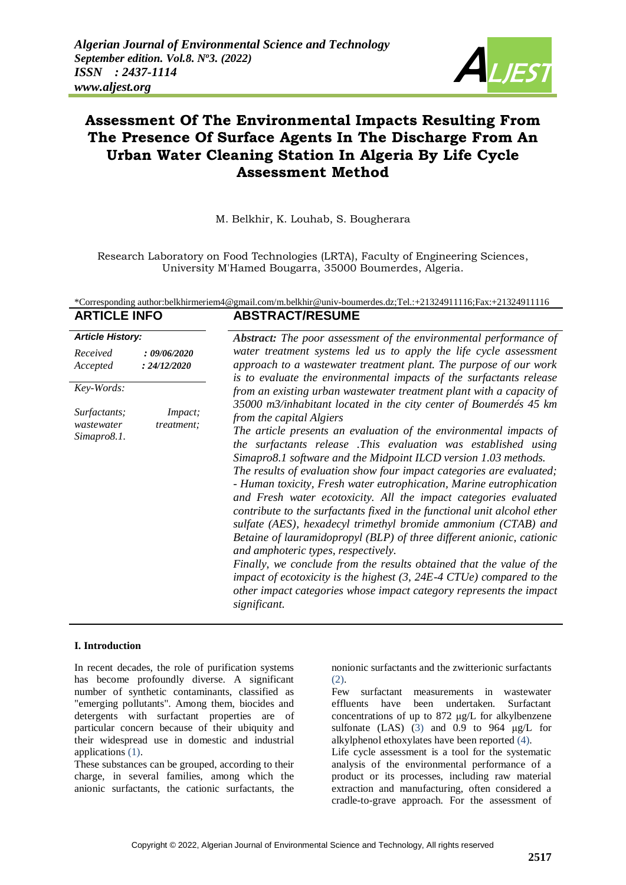# Assessment Of The Environmental Impacts Resulting From The Presence Of Surface Agents In The Discharge From An Urban Water Cleaning Station In Algeria By Life Cycle Assessment Method

M. Belkhir, K. Louhab, S. Bougherara

Research Laboratory on Food Technologies (LRTA), Faculty of Engineering Sciences, University M'Hamed Bougarra, 35000 Boumerdes, Algeria.

*Corresponding author:belkhirmeriem4@gmail.com/m.belkhir@univ-boumerdes.dz;Tel.:+21324911116;Fax:+21324911116

## ARTICLE INFO

***Article History:***

*Received* ***: 09/06/2020***
*Accepted* ***: 24/12/2020***

*Key-Words:*

*Surfactants; Impact; wastewater treatment; Simapro8.1.*

## ABSTRACT/RESUME

***Abstract:*** *The poor assessment of the environmental performance of water treatment systems led us to apply the life cycle assessment approach to a wastewater treatment plant. The purpose of our work is to evaluate the environmental impacts of the surfactants release from an existing urban wastewater treatment plant with a capacity of 35000 m3/inhabitant located in the city center of Boumerdés 45 km from the capital Algiers*

*The article presents an evaluation of the environmental impacts of the surfactants release .This evaluation was established using Simapro8.1 software and the Midpoint ILCD version 1.03 methods.*

*The results of evaluation show four impact categories are evaluated; - Human toxicity, Fresh water eutrophication, Marine eutrophication and Fresh water ecotoxicity. All the impact categories evaluated contribute to the surfactants fixed in the functional unit alcohol ether sulfate (AES), hexadecyl trimethyl bromide ammonium (CTAB) and Betaine of lauramidopropyl (BLP) of three different anionic, cationic and amphoteric types, respectively.*

*Finally, we conclude from the results obtained that the value of the impact of ecotoxicity is the highest (3, 24E-4 CTUe) compared to the other impact categories whose impact category represents the impact significant.*

### I. Introduction

In recent decades, the role of purification systems has become profoundly diverse. A significant number of synthetic contaminants, classified as "emerging pollutants". Among them, biocides and detergents with surfactant properties are of particular concern because of their ubiquity and their widespread use in domestic and industrial applications (1).

These substances can be grouped, according to their charge, in several families, among which the anionic surfactants, the cationic surfactants, the nonionic surfactants and the zwitterionic surfactants (2).

Few surfactant measurements in wastewater effluents have been undertaken. Surfactant concentrations of up to 872 µg/L for alkylbenzene sulfonate (LAS) (3) and 0.9 to 964 µg/L for alkylphenol ethoxylates have been reported (4).

Life cycle assessment is a tool for the systematic analysis of the environmental performance of a product or its processes, including raw material extraction and manufacturing, often considered a cradle-to-grave approach. For the assessment of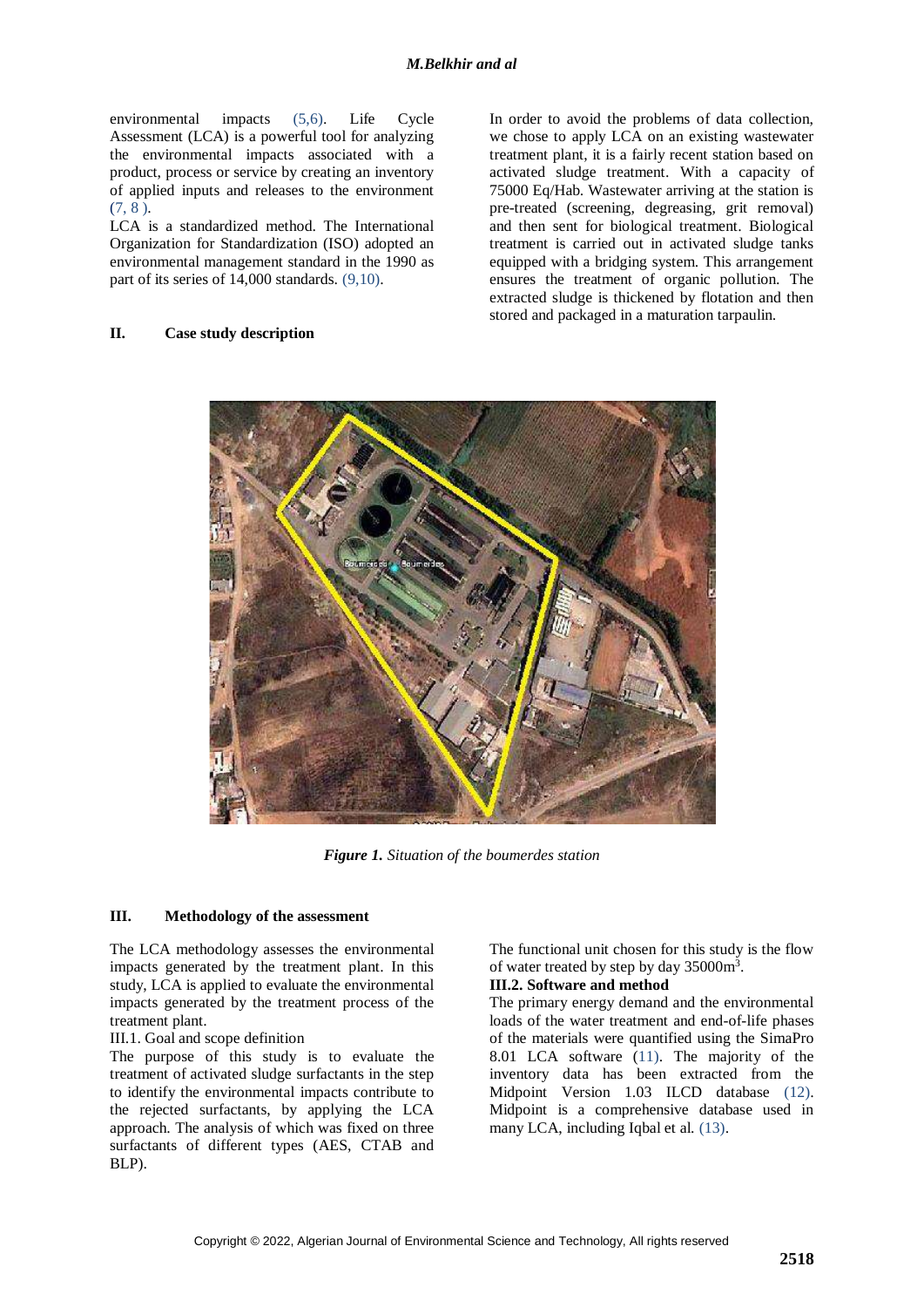environmental impacts (5,6). Life Cycle Assessment (LCA) is a powerful tool for analyzing the environmental impacts associated with a product, process or service by creating an inventory of applied inputs and releases to the environment (7, 8 ).

LCA is a standardized method. The International Organization for Standardization (ISO) adopted an environmental management standard in the 1990 as part of its series of 14,000 standards. (9,10).

## II. Case study description

In order to avoid the problems of data collection, we chose to apply LCA on an existing wastewater treatment plant, it is a fairly recent station based on activated sludge treatment. With a capacity of 75000 Eq/Hab. Wastewater arriving at the station is pre-treated (screening, degreasing, grit removal) and then sent for biological treatment. Biological treatment is carried out in activated sludge tanks equipped with a bridging system. This arrangement ensures the treatment of organic pollution. The extracted sludge is thickened by flotation and then stored and packaged in a maturation tarpaulin.

***Figure 1.*** *Situation of the boumerdes station*

## III. Methodology of the assessment

The LCA methodology assesses the environmental impacts generated by the treatment plant. In this study, LCA is applied to evaluate the environmental impacts generated by the treatment process of the treatment plant.

III.1. Goal and scope definition

The purpose of this study is to evaluate the treatment of activated sludge surfactants in the step to identify the environmental impacts contribute to the rejected surfactants, by applying the LCA approach. The analysis of which was fixed on three surfactants of different types (AES, CTAB and BLP).

The functional unit chosen for this study is the flow of water treated by step by day 35000m$^3$.

### III.2. Software and method

The primary energy demand and the environmental loads of the water treatment and end-of-life phases of the materials were quantified using the SimaPro 8.01 LCA software (11). The majority of the inventory data has been extracted from the Midpoint Version 1.03 ILCD database (12). Midpoint is a comprehensive database used in many LCA, including Iqbal et al. (13).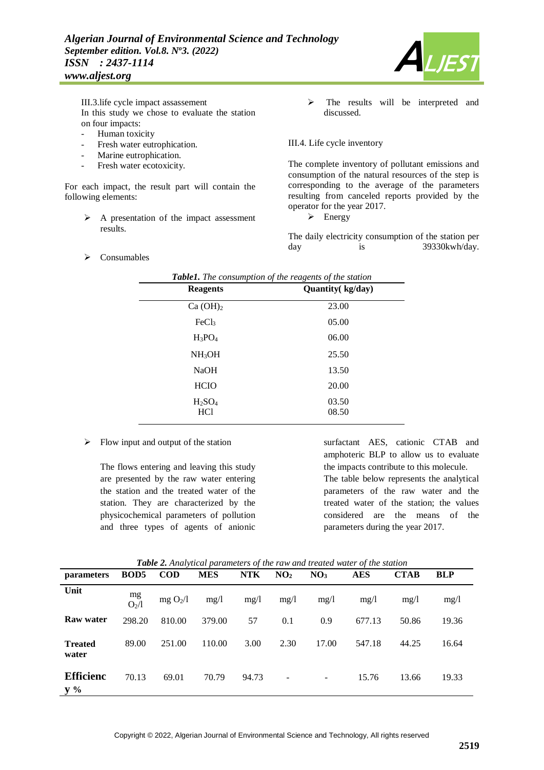III.3.life cycle impact assassement

In this study we chose to evaluate the station on four impacts:

- Human toxicity
- Fresh water eutrophication.
- Marine eutrophication.
- Fresh water ecotoxicity.

For each impact, the result part will contain the following elements:

- ➢ A presentation of the impact assessment results.
- ➢ The results will be interpreted and discussed.

III.4. Life cycle inventory

The complete inventory of pollutant emissions and consumption of the natural resources of the step is corresponding to the average of the parameters resulting from canceled reports provided by the operator for the year 2017.

- ➢ Energy

The daily electricity consumption of the station per day is 39330kwh/day.

- ➢ Consumables

***Table1.*** *The consumption of the reagents of the station*

| **Reagents** | **Quantity( kg/day)** |
|---|---|
| $Ca\ (OH)_2$ | 23.00 |
| $FeCl_3$ | 05.00 |
| $H_3PO_4$ | 06.00 |
| $NH_3OH$ | 25.50 |
| NaOH | 13.50 |
| HClO | 20.00 |
| $H_2SO_4$ | 03.50 |
| HCl | 08.50 |

- ➢ Flow input and output of the station

The flows entering and leaving this study are presented by the raw water entering the station and the treated water of the station. They are characterized by the physicochemical parameters of pollution and three types of agents of anionic surfactant AES, cationic CTAB and amphoteric BLP to allow us to evaluate the impacts contribute to this molecule.

The table below represents the analytical parameters of the raw water and the treated water of the station; the values considered are the means of the parameters during the year 2017.

***Table 2.*** *Analytical parameters of the raw and treated water of the station*

| **parameters** | **BOD5** | **COD** | **MES** | **NTK** | **$NO_2$** | **$NO_3$** | **AES** | **CTAB** | **BLP** |
|---|---|---|---|---|---|---|---|---|---|
| **Unit** | mg $O_2$/l | mg $O_2$/l | mg/l | mg/l | mg/l | mg/l | mg/l | mg/l | mg/l |
| **Raw water** | 298.20 | 810.00 | 379.00 | 57 | 0.1 | 0.9 | 677.13 | 50.86 | 19.36 |
| **Treated water** | 89.00 | 251.00 | 110.00 | 3.00 | 2.30 | 17.00 | 547.18 | 44.25 | 16.64 |
| **Efficiency %** | 70.13 | 69.01 | 70.79 | 94.73 | - | - | 15.76 | 13.66 | 19.33 |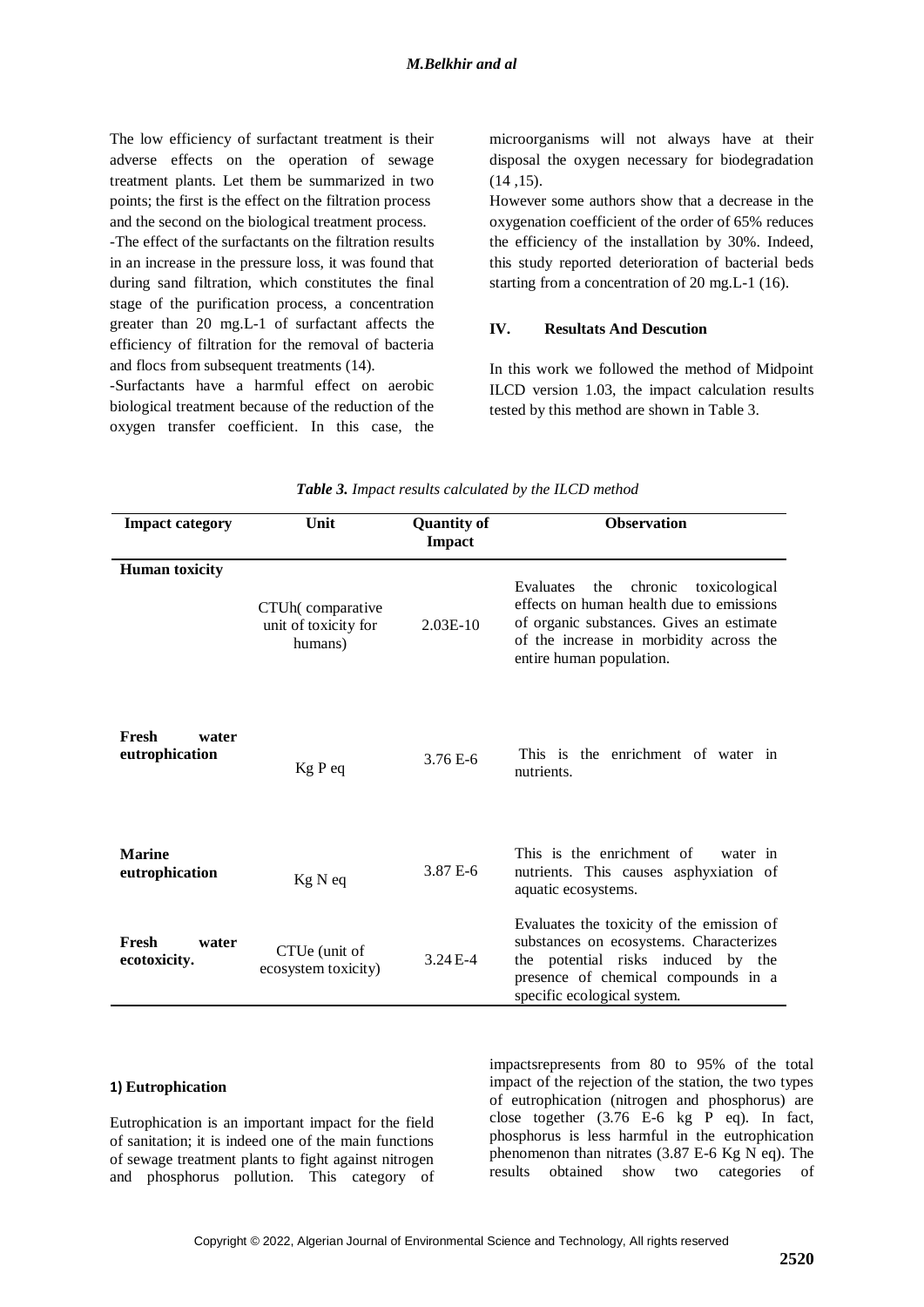The low efficiency of surfactant treatment is their adverse effects on the operation of sewage treatment plants. Let them be summarized in two points; the first is the effect on the filtration process and the second on the biological treatment process.

-The effect of the surfactants on the filtration results in an increase in the pressure loss, it was found that during sand filtration, which constitutes the final stage of the purification process, a concentration greater than 20 mg.L-1 of surfactant affects the efficiency of filtration for the removal of bacteria and flocs from subsequent treatments (14).

-Surfactants have a harmful effect on aerobic biological treatment because of the reduction of the oxygen transfer coefficient. In this case, the microorganisms will not always have at their disposal the oxygen necessary for biodegradation (14 ,15).

However some authors show that a decrease in the oxygenation coefficient of the order of 65% reduces the efficiency of the installation by 30%. Indeed, this study reported deterioration of bacterial beds starting from a concentration of 20 mg.L-1 (16).

## IV. Resultats And Descution

In this work we followed the method of Midpoint ILCD version 1.03, the impact calculation results tested by this method are shown in Table 3.

***Table 3.*** *Impact results calculated by the ILCD method*

| Impact category | Unit | Quantity of Impact | Observation |
|---|---|---|---|
| **Human toxicity** | CTUh( comparative unit of toxicity for humans) | 2.03E-10 | Evaluates the chronic toxicological effects on human health due to emissions of organic substances. Gives an estimate of the increase in morbidity across the entire human population. |
| **Fresh water eutrophication** | Kg P eq | 3.76 E-6 | This is the enrichment of water in nutrients. |
| **Marine eutrophication** | Kg N eq | 3.87 E-6 | This is the enrichment of water in nutrients. This causes asphyxiation of aquatic ecosystems. |
| **Fresh water ecotoxicity.** | CTUe (unit of ecosystem toxicity) | 3.24 E-4 | Evaluates the toxicity of the emission of substances on ecosystems. Characterizes the potential risks induced by the presence of chemical compounds in a specific ecological system. |

### 1) Eutrophication

Eutrophication is an important impact for the field of sanitation; it is indeed one of the main functions of sewage treatment plants to fight against nitrogen and phosphorus pollution. This category of impactsrepresents from 80 to 95% of the total impact of the rejection of the station, the two types of eutrophication (nitrogen and phosphorus) are close together (3.76 E-6 kg P eq). In fact, phosphorus is less harmful in the eutrophication phenomenon than nitrates (3.87 E-6 Kg N eq). The results obtained show two categories of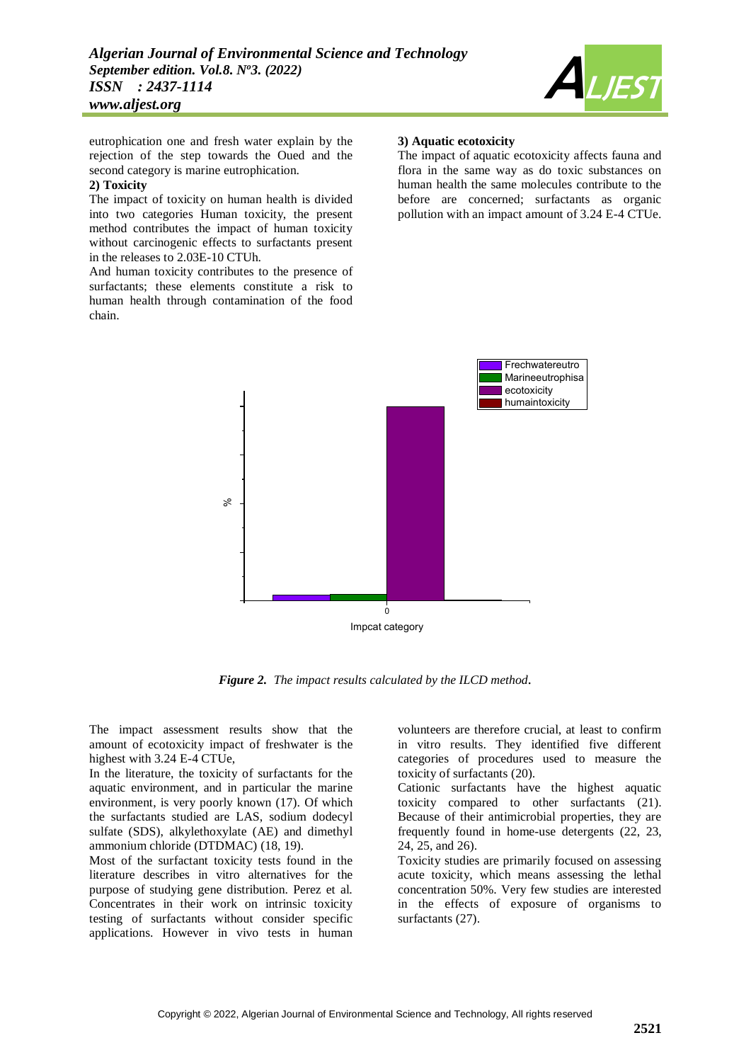eutrophication one and fresh water explain by the rejection of the step towards the Oued and the second category is marine eutrophication.

**2) Toxicity**

The impact of toxicity on human health is divided into two categories Human toxicity, the present method contributes the impact of human toxicity without carcinogenic effects to surfactants present in the releases to 2.03E-10 CTUh.

And human toxicity contributes to the presence of surfactants; these elements constitute a risk to human health through contamination of the food chain.

**3) Aquatic ecotoxicity**

The impact of aquatic ecotoxicity affects fauna and flora in the same way as do toxic substances on human health the same molecules contribute to the before are concerned; surfactants as organic pollution with an impact amount of 3.24 E-4 CTUe.

***Figure 2.*** *The impact results calculated by the ILCD method.*

The impact assessment results show that the amount of ecotoxicity impact of freshwater is the highest with 3.24 E-4 CTUe,

In the literature, the toxicity of surfactants for the aquatic environment, and in particular the marine environment, is very poorly known (17). Of which the surfactants studied are LAS, sodium dodecyl sulfate (SDS), alkylethoxylate (AE) and dimethyl ammonium chloride (DTDMAC) (18, 19).

Most of the surfactant toxicity tests found in the literature describes in vitro alternatives for the purpose of studying gene distribution. Perez et al. Concentrates in their work on intrinsic toxicity testing of surfactants without consider specific applications. However in vivo tests in human volunteers are therefore crucial, at least to confirm in vitro results. They identified five different categories of procedures used to measure the toxicity of surfactants (20).

Cationic surfactants have the highest aquatic toxicity compared to other surfactants (21). Because of their antimicrobial properties, they are frequently found in home-use detergents (22, 23, 24, 25, and 26).

Toxicity studies are primarily focused on assessing acute toxicity, which means assessing the lethal concentration 50%. Very few studies are interested in the effects of exposure of organisms to surfactants (27).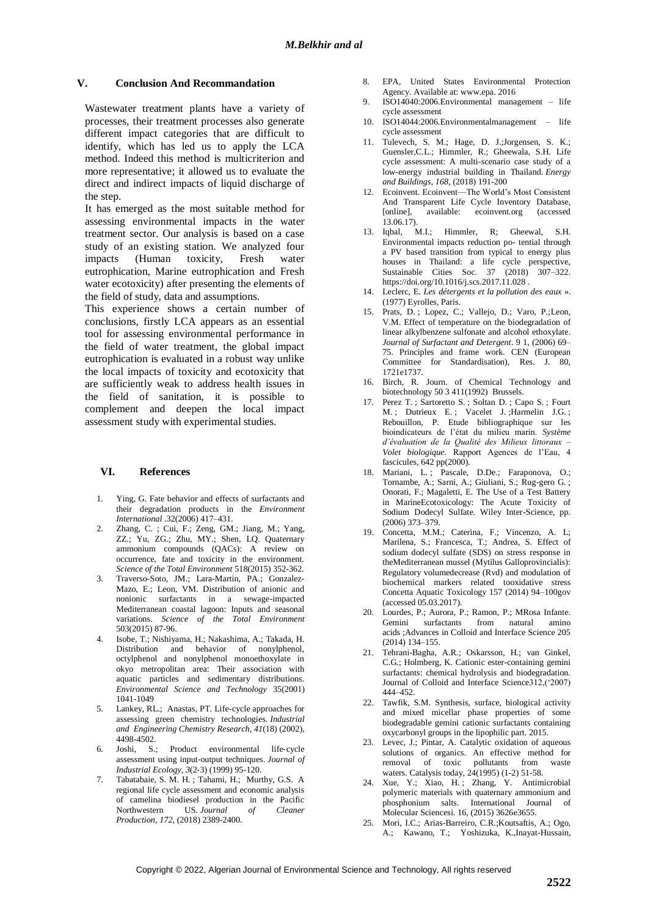## V. Conclusion And Recommandation

Wastewater treatment plants have a variety of processes, their treatment processes also generate different impact categories that are difficult to identify, which has led us to apply the LCA method. Indeed this method is multicriterion and more representative; it allowed us to evaluate the direct and indirect impacts of liquid discharge of the step.

It has emerged as the most suitable method for assessing environmental impacts in the water treatment sector. Our analysis is based on a case study of an existing station. We analyzed four impacts (Human toxicity, Fresh water eutrophication, Marine eutrophication and Fresh water ecotoxicity) after presenting the elements of the field of study, data and assumptions.

This experience shows a certain number of conclusions, firstly LCA appears as an essential tool for assessing environmental performance in the field of water treatment, the global impact eutrophication is evaluated in a robust way unlike the local impacts of toxicity and ecotoxicity that are sufficiently weak to address health issues in the field of sanitation, it is possible to complement and deepen the local impact assessment study with experimental studies.

## VI. References

1. Ying, G. Fate behavior and effects of surfactants and their degradation products in the *Environment International* .32(2006) 417–431.
2. Zhang, C. ; Cui, F.; Zeng, GM.; Jiang, M.; Yang, ZZ.; Yu, ZG.; Zhu, MY.; Shen, LQ. Quaternary ammonium compounds (QACs): A review on occurrence, fate and toxicity in the environment. *Science of the Total Environment* 518(2015) 352-362.
3. Traverso-Soto, JM.; Lara-Martin, PA.; Gonzalez-Mazo, E.; Leon, VM. Distribution of anionic and nonionic surfactants in a sewage-impacted Mediterranean coastal lagoon: Inputs and seasonal variations. *Science of the Total Environment* 503(2015) 87-96.
4. Isobe, T.; Nishiyama, H.; Nakashima, A.; Takada, H. Distribution and behavior of nonylphenol, octylphenol and nonylphenol monoethoxylate in okyo metropolitan area: Their association with aquatic particles and sedimentary distributions. *Environmental Science and Technology* 35(2001) 1041-1049
5. Lankey, RL.; Anastas, PT. Life-cycle approaches for assessing green chemistry technologies. *Industrial and Engineering Chemistry Research*, *41*(18) (2002), 4498-4502.
6. Joshi, S.; Product environmental life‐cycle assessment using input‐output techniques. *Journal of Industrial Ecology*, *3*(2‐3) (1999) 95-120.
7. Tabatabaie, S. M. H. ; Tahami, H.; Murthy, G.S. A regional life cycle assessment and economic analysis of camelina biodiesel production in the Pacific Northwestern US. *Journal of Cleaner Production*, *172*, (2018) 2389-2400.
8. EPA, United States Environmental Protection Agency. Available at: www.epa. 2016
9. ISO14040:2006.Environmental management – life cycle assessment
10. ISO14044:2006.Environmentalmanagement – life cycle assessment
11. Tulevech, S. M.; Hage, D. J.;Jorgensen, S. K.; Guensler,C.L.; Himmler, R.; Gheewala, S.H. Life cycle assessment: A multi-scenario case study of a low-energy industrial building in Thailand. *Energy and Buildings*, *168*, (2018) 191-200
12. Ecoinvent. Ecoinvent—The World's Most Consistent And Transparent Life Cycle Inventory Database, [online], available: ecoinvent.org (accessed 13.06.17).
13. Iqbal, M.I.; Himmler, R; Gheewal, S.H. Environmental impacts reduction po- tential through a PV based transition from typical to energy plus houses in Thailand: a life cycle perspective, Sustainable Cities Soc. 37 (2018) 307–322. https://doi.org/10.1016/j.scs.2017.11.028 .
14. Leclerc, E. *Les détergents et la pollution des eaux* ». (1977) Eyrolles, Paris.
15. Prats, D. ; Lopez, C.; Vallejo, D.; Varo, P.;Leon, V.M. Effect of temperature on the biodegradation of linear alkylbenzene sulfonate and alcohol ethoxylate. *Journal of Surfactant and Detergent*. 9 1, (2006) 69–75. Principles and frame work. CEN (European Committee for Standardisation), Res. J. 80, 1721e1737.
16. Birch, R. Journ. of Chemical Technology and biotechnology 50 3 411(1992) Brussels.
17. Perez T. ; Sartoretto S. ; Soltan D. ; Capo S. ; Fourt M. ; Dutrieux E. ; Vacelet J. ;Harmelin J.G. ; Rebouillon, P. Etude bibliographique sur les bioindicateurs de l'état du milieu marin. *Système d'évaluation de la Qualité des Milieux littoraux – Volet biologique*. Rapport Agences de l'Eau, 4 fascicules, 642 pp(2000).
18. Mariani, L. ; Pascale, D.De.; Faraponova, O.; Tornambe, A.; Sarni, A.; Giuliani, S.; Rug-gero G. ; Onorati, F.; Magaletti, E. The Use of a Test Battery in MarineEcotoxicology: The Acute Toxicity of Sodium Dodecyl Sulfate. Wiley Inter-Science, pp. (2006) 373–379.
19. Concetta, M.M.; Caterina, F.; Vincenzo, A. L; Marilena, S.; Francesca, T.; Andrea, S. Effect of sodium dodecyl sulfate (SDS) on stress response in theMediterranean mussel (Mytilus Galloprovincialis): Regulatory volumedecrease (Rvd) and modulation of biochemical markers related tooxidative stress Concetta Aquatic Toxicology 157 (2014) 94–100gov (accessed 05.03.2017).
20. Lourdes, P.; Aurora, P.; Ramon, P.; MRosa Infante. Gemini surfactants from natural amino acids ;Advances in Colloid and Interface Science 205 (2014) 134–155.
21. Tehrani-Bagha, A.R.; Oskarsson, H.; van Ginkel, C.G.; Holmberg, K. Cationic ester-containing gemini surfactants: chemical hydrolysis and biodegradation. Journal of Colloid and Interface Science312,('2007) 444–452.
22. Tawfik, S.M. Synthesis, surface, biological activity and mixed micellar phase properties of some biodegradable gemini cationic surfactants containing oxycarbonyl groups in the lipophilic part. 2015.
23. Levec, J.; Pintar, A. Catalytic oxidation of aqueous solutions of organics. An effective method for removal of toxic pollutants from waste waters. Catalysis today, 24(1995) (1-2) 51-58.
24. Xue, Y.; Xiao, H. ; Zhang, Y. Antimicrobial polymeric materials with quaternary ammonium and phosphonium salts. International Journal of Molecular Sciencesi. 16, (2015) 3626e3655.
25. Mori, I.C.; Arias-Barreiro, C.R.;Koutsaftis, A.; Ogo, A.; Kawano, T.; Yoshizuka, K.,Inayat-Hussain,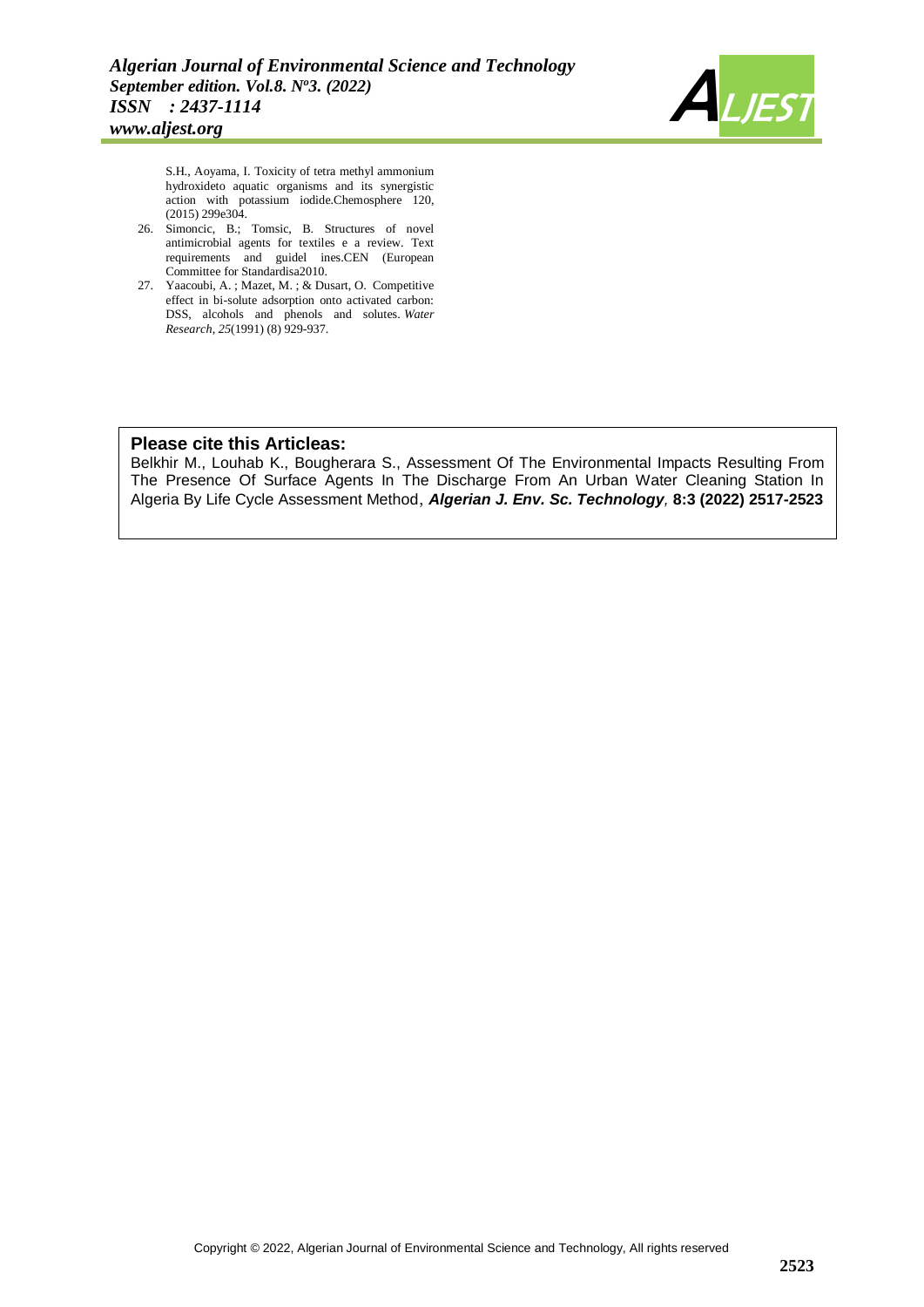S.H., Aoyama, I. Toxicity of tetra methyl ammonium hydroxideto aquatic organisms and its synergistic action with potassium iodide.Chemosphere 120, (2015) 299e304.

26. Simoncic, B.; Tomsic, B. Structures of novel antimicrobial agents for textiles e a review. Text requirements and guidel ines.CEN (European Committee for Standardisa2010.
27. Yaacoubi, A. ; Mazet, M. ; & Dusart, O. Competitive effect in bi-solute adsorption onto activated carbon: DSS, alcohols and phenols and solutes. *Water Research*, *25*(1991) (8) 929-937.

**Please cite this Articleas:**

Belkhir M., Louhab K., Bougherara S., Assessment Of The Environmental Impacts Resulting From The Presence Of Surface Agents In The Discharge From An Urban Water Cleaning Station In Algeria By Life Cycle Assessment Method, ***Algerian J. Env. Sc. Technology*, 8:3 (2022) 2517-2523**